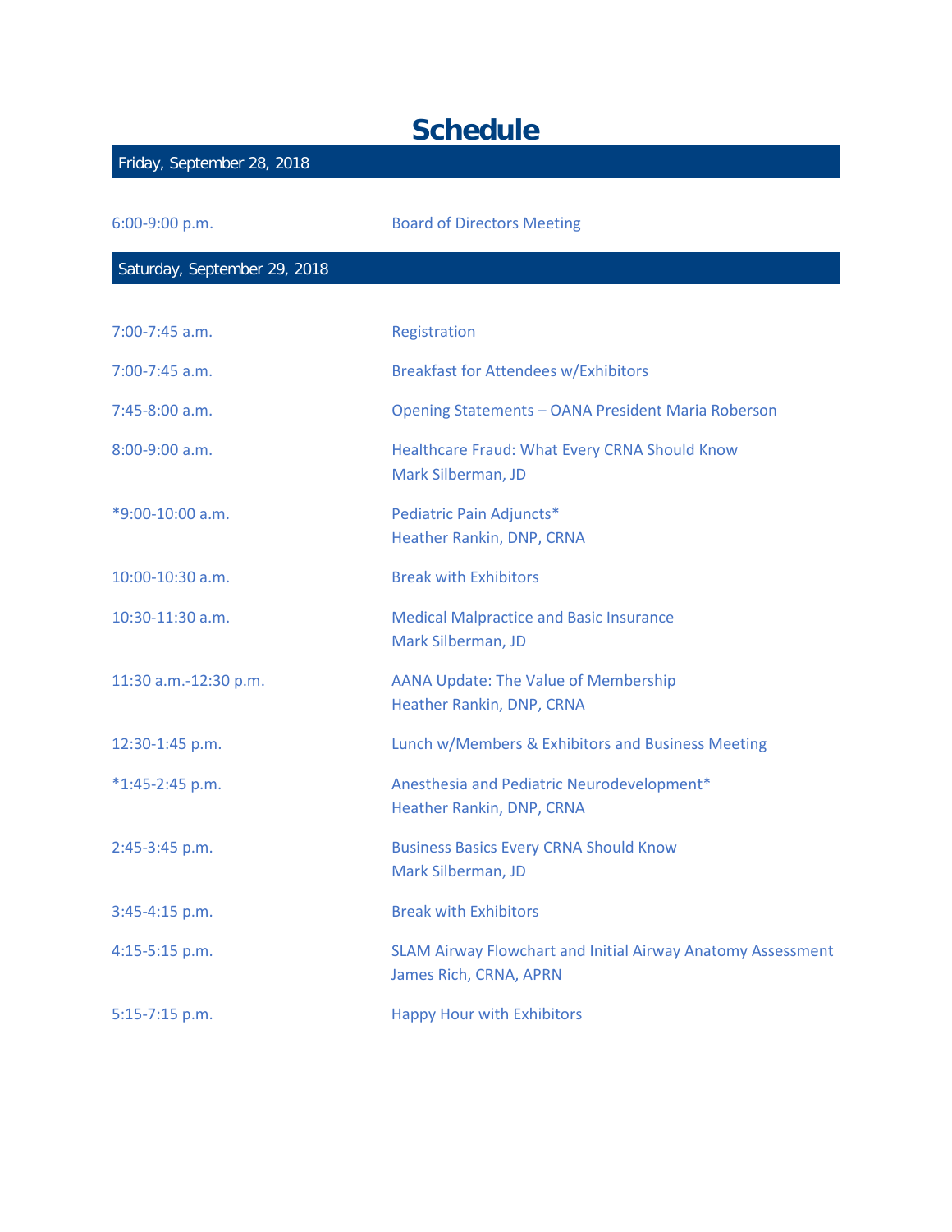# Schedule

## Friday, September 28, 2018

| | |
|---|---|
| 6:00-9:00 p.m. | Board of Directors Meeting |

## Saturday, September 29, 2018

| | |
|---|---|
| 7:00-7:45 a.m. | Registration |
| 7:00-7:45 a.m. | Breakfast for Attendees w/Exhibitors |
| 7:45-8:00 a.m. | Opening Statements – OANA President Maria Roberson |
| 8:00-9:00 a.m. | Healthcare Fraud: What Every CRNA Should Know<br>Mark Silberman, JD |
| *9:00-10:00 a.m. | Pediatric Pain Adjuncts*<br>Heather Rankin, DNP, CRNA |
| 10:00-10:30 a.m. | Break with Exhibitors |
| 10:30-11:30 a.m. | Medical Malpractice and Basic Insurance<br>Mark Silberman, JD |
| 11:30 a.m.-12:30 p.m. | AANA Update: The Value of Membership<br>Heather Rankin, DNP, CRNA |
| 12:30-1:45 p.m. | Lunch w/Members & Exhibitors and Business Meeting |
| *1:45-2:45 p.m. | Anesthesia and Pediatric Neurodevelopment*<br>Heather Rankin, DNP, CRNA |
| 2:45-3:45 p.m. | Business Basics Every CRNA Should Know<br>Mark Silberman, JD |
| 3:45-4:15 p.m. | Break with Exhibitors |
| 4:15-5:15 p.m. | SLAM Airway Flowchart and Initial Airway Anatomy Assessment<br>James Rich, CRNA, APRN |
| 5:15-7:15 p.m. | Happy Hour with Exhibitors |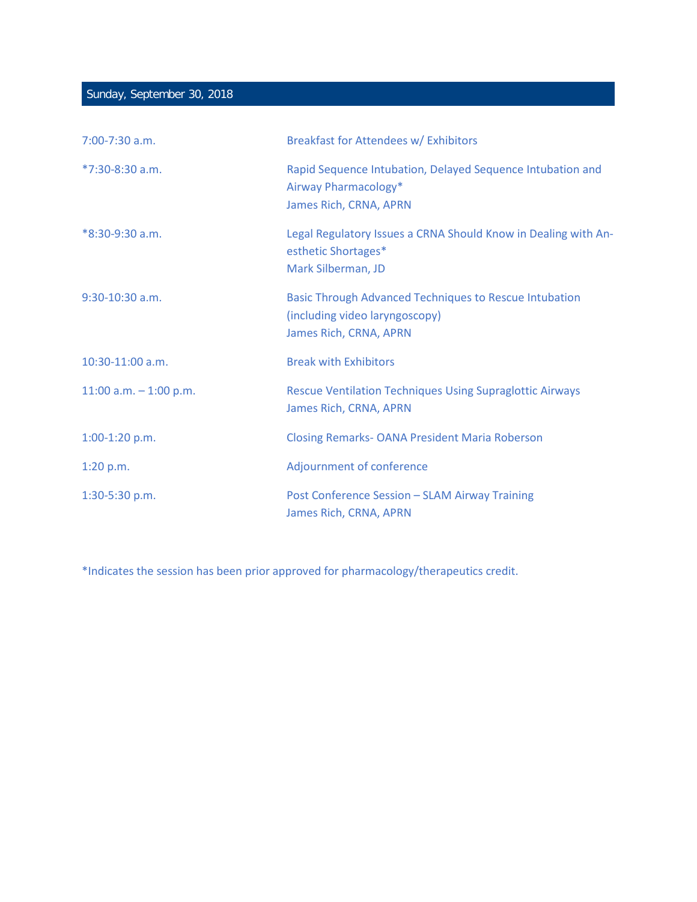## Sunday, September 30, 2018

| | |
|---|---|
| 7:00-7:30 a.m. | Breakfast for Attendees w/ Exhibitors |
| *7:30-8:30 a.m. | Rapid Sequence Intubation, Delayed Sequence Intubation and Airway Pharmacology*<br>James Rich, CRNA, APRN |
| *8:30-9:30 a.m. | Legal Regulatory Issues a CRNA Should Know in Dealing with Anesthetic Shortages*<br>Mark Silberman, JD |
| 9:30-10:30 a.m. | Basic Through Advanced Techniques to Rescue Intubation (including video laryngoscopy)<br>James Rich, CRNA, APRN |
| 10:30-11:00 a.m. | Break with Exhibitors |
| 11:00 a.m. – 1:00 p.m. | Rescue Ventilation Techniques Using Supraglottic Airways<br>James Rich, CRNA, APRN |
| 1:00-1:20 p.m. | Closing Remarks- OANA President Maria Roberson |
| 1:20 p.m. | Adjournment of conference |
| 1:30-5:30 p.m. | Post Conference Session – SLAM Airway Training<br>James Rich, CRNA, APRN |

*Indicates the session has been prior approved for pharmacology/therapeutics credit.